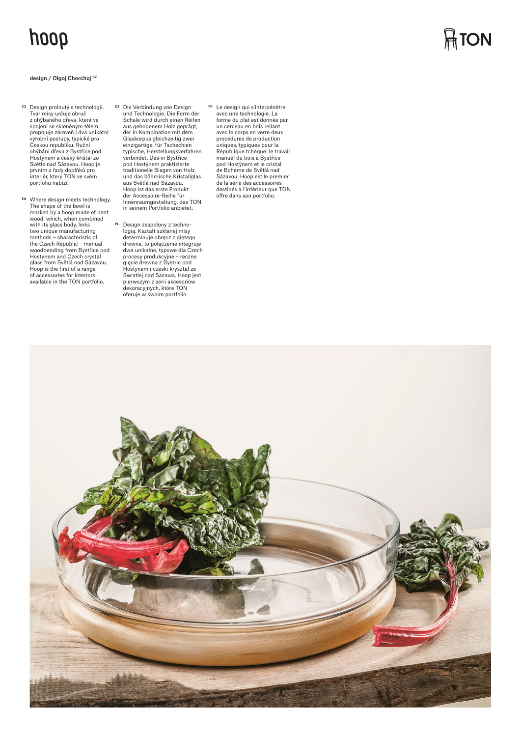# hoop

TON

**design / Olgoj Chorchoj** CZ

CZ Design prolnutý s technologií. Tvar mísy určuje obruč z ohýbaného dřeva, která ve spojení se skleněným tělem propojuje zároveň i dva unikátní výrobní postupy, typické pro Českou republiku. Ruční ohýbání dřeva z Bystřice pod Hostýnem a český křišťál ze Světlé nad Sázavou. Hoop je prvním z řady doplňků pro interiér, který TON ve svém portfoliu nabízí.

EN Where design meets technology. The shape of the bowl is marked by a hoop made of bent wood, which, when combined with its glass body, links two unique manufacturing methods – characteristic of the Czech Republic – manual woodbending from Bystřice pod Hostýnem and Czech crystal glass from Světlá nad Sázavou. Hoop is the first of a range of accessories for interiors available in the TON portfolio.

DE Die Verbindung von Design und Technologie. Die Form der Schale wird durch einen Reifen aus gebogenem Holz geprägt, der in Kombination mit dem Glaskorpus gleichzeitig zwei einzigartige, für Tschechien typische, Herstellungsverfahren verbindet. Das in Bystřice pod Hostýnem praktizierte traditionelle Biegen von Holz und das böhmische Kristallglas aus Světlá nad Sázavou. Hoop ist das erste Produkt der Accessoire-Reihe für Innenraumgestaltung, das TON in seinem Portfolio anbietet.

PL Design zespolony z technologią. Kształt szklanej misy determinuje obręcz z giętego drewna, to połączenie integruje dwa unikalne, typowe dla Czech procesy produkcyjne – ręczne gięcie drewna z Bystric pod Hostynem i czeski kryształ ze Światlej nad Sazawą. Hoop jest pierwszym z serii akcesoriów dekoracyjnych, które TON oferuje w swoim portfolio.

FR Le design qui s'interpénètre avec une technologie. La forme du plat est donnée par un cerceau en bois reliant avec le corps en verre deux procédures de production uniques, typiques pour la République tchèque: le travail manuel du bois à Bystřice pod Hostýnem et le cristal de Bohème de Světlá nad Sázavou. Hoop est le premier de la série des accessoires destinés à l'intérieur que TON offre dans son portfolio.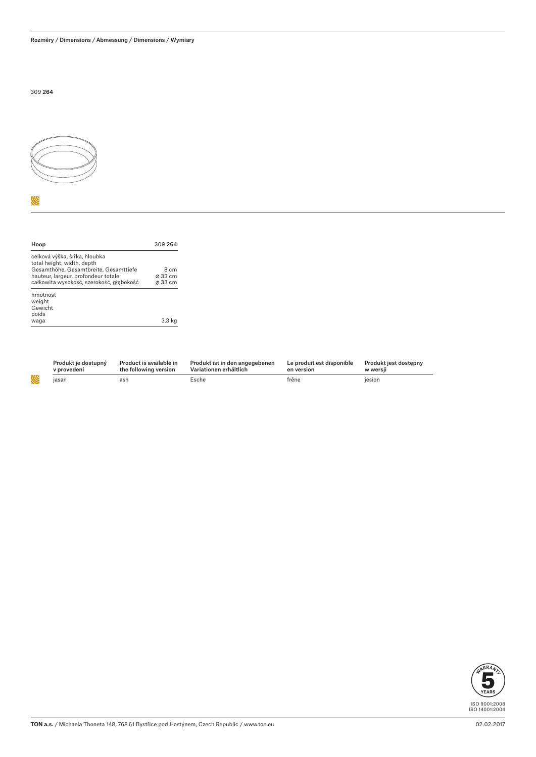Rozměry / Dimensions / Abmessung / Dimensions / Wymiary

309 **264**

| Hoop | 309 **264** |
|---|---|
| celková výška, šířka, hloubka<br>total height, width, depth<br>Gesamthöhe, Gesamtbreite, Gesamttiefe<br>hauteur, largeur, profondeur totale<br>całkowita wysokość, szerokość, głębokość | 8 cm<br>⌀ 33 cm<br>⌀ 33 cm |
| hmotnost<br>weight<br>Gewicht<br>poids<br>waga | 3.3 kg |

| Produkt je dostupný v provedení | Product is available in the following version | Produkt ist in den angegebenen Variationen erhältlich | Le produit est disponible en version | Produkt jest dostępny w wersji |
|---|---|---|---|---|
| jasan | ash | Esche | frêne | jesion |

WARRANTY 5 YEARS

ISO 9001:2008
ISO 14001:2004

**TON a.s.** / Michaela Thoneta 148, 768 61 Bystřice pod Hostýnem, Czech Republic / www.ton.eu

02.02.2017